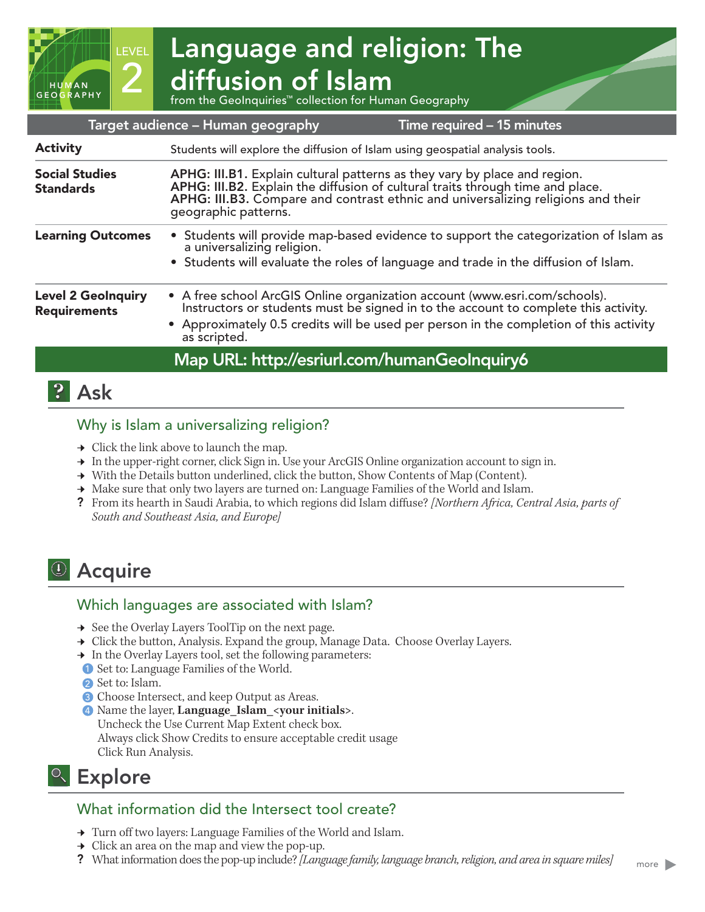# Language and religion: The diffusion of Islam

LEVEL 2 — HUMAN GEOGRAPHY

from the GeoInquiries™ collection for Human Geography

| Target audience – Human geography | Time required – 15 minutes |
|---|---|
| **Activity** | Students will explore the diffusion of Islam using geospatial analysis tools. |
| **Social Studies Standards** | **APHG: III.B1.** Explain cultural patterns as they vary by place and region.<br>**APHG: III.B2.** Explain the diffusion of cultural traits through time and place.<br>**APHG: III.B3.** Compare and contrast ethnic and universalizing religions and their geographic patterns. |
| **Learning Outcomes** | • Students will provide map-based evidence to support the categorization of Islam as a universalizing religion.<br>• Students will evaluate the roles of language and trade in the diffusion of Islam. |
| **Level 2 GeoInquiry Requirements** | • A free school ArcGIS Online organization account (www.esri.com/schools). Instructors or students must be signed in to the account to complete this activity.<br>• Approximately 0.5 credits will be used per person in the completion of this activity as scripted. |

**Map URL: http://esriurl.com/humanGeoInquiry6**

## Ask

### Why is Islam a universalizing religion?

→ Click the link above to launch the map.
→ In the upper-right corner, click Sign in. Use your ArcGIS Online organization account to sign in.
→ With the Details button underlined, click the button, Show Contents of Map (Content).
→ Make sure that only two layers are turned on: Language Families of the World and Islam.
? From its hearth in Saudi Arabia, to which regions did Islam diffuse? *[Northern Africa, Central Asia, parts of South and Southeast Asia, and Europe]*

## Acquire

### Which languages are associated with Islam?

→ See the Overlay Layers ToolTip on the next page.
→ Click the button, Analysis. Expand the group, Manage Data. Choose Overlay Layers.
→ In the Overlay Layers tool, set the following parameters:
1. Set to: Language Families of the World.
2. Set to: Islam.
3. Choose Intersect, and keep Output as Areas.
4. Name the layer, **Language_Islam_<your initials>**.
   Uncheck the Use Current Map Extent check box.
   Always click Show Credits to ensure acceptable credit usage
   Click Run Analysis.

## Explore

### What information did the Intersect tool create?

→ Turn off two layers: Language Families of the World and Islam.
→ Click an area on the map and view the pop-up.
? What information does the pop-up include? *[Language family, language branch, religion, and area in square miles]*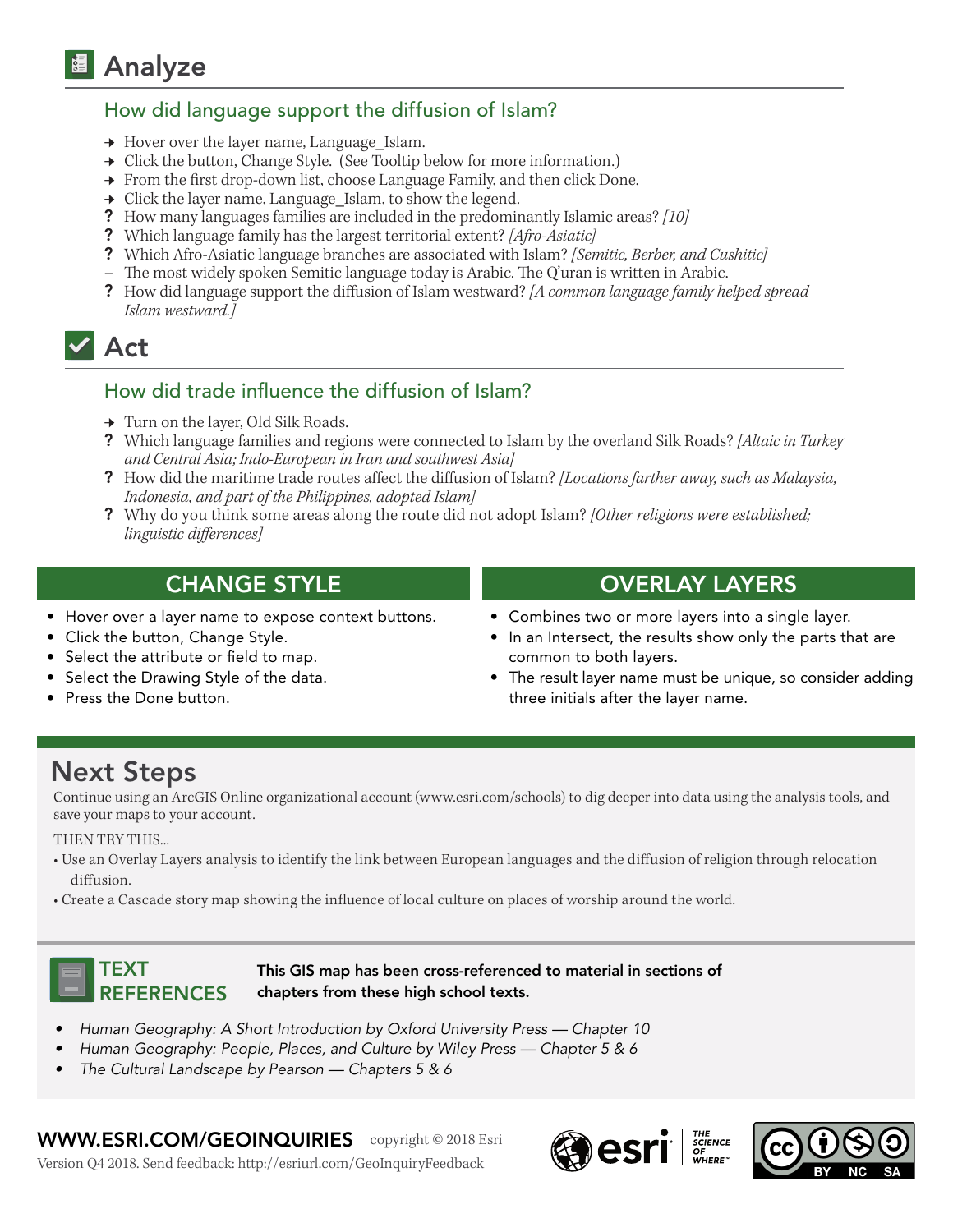# Analyze

## How did language support the diffusion of Islam?

- → Hover over the layer name, Language_Islam.
- → Click the button, Change Style. (See Tooltip below for more information.)
- → From the first drop-down list, choose Language Family, and then click Done.
- → Click the layer name, Language_Islam, to show the legend.
- ? How many languages families are included in the predominantly Islamic areas? *[10]*
- ? Which language family has the largest territorial extent? *[Afro-Asiatic]*
- ? Which Afro-Asiatic language branches are associated with Islam? *[Semitic, Berber, and Cushitic]*
- – The most widely spoken Semitic language today is Arabic. The Q'uran is written in Arabic.
- ? How did language support the diffusion of Islam westward? *[A common language family helped spread Islam westward.]*

# Act

## How did trade influence the diffusion of Islam?

- → Turn on the layer, Old Silk Roads.
- ? Which language families and regions were connected to Islam by the overland Silk Roads? *[Altaic in Turkey and Central Asia; Indo-European in Iran and southwest Asia]*
- ? How did the maritime trade routes affect the diffusion of Islam? *[Locations farther away, such as Malaysia, Indonesia, and part of the Philippines, adopted Islam]*
- ? Why do you think some areas along the route did not adopt Islam? *[Other religions were established; linguistic differences]*

### CHANGE STYLE

- Hover over a layer name to expose context buttons.
- Click the button, Change Style.
- Select the attribute or field to map.
- Select the Drawing Style of the data.
- Press the Done button.

### OVERLAY LAYERS

- Combines two or more layers into a single layer.
- In an Intersect, the results show only the parts that are common to both layers.
- The result layer name must be unique, so consider adding three initials after the layer name.

# Next Steps

Continue using an ArcGIS Online organizational account (www.esri.com/schools) to dig deeper into data using the analysis tools, and save your maps to your account.

THEN TRY THIS...

- Use an Overlay Layers analysis to identify the link between European languages and the diffusion of religion through relocation diffusion.
- Create a Cascade story map showing the influence of local culture on places of worship around the world.

## TEXT REFERENCES

**This GIS map has been cross-referenced to material in sections of chapters from these high school texts.**

- *Human Geography: A Short Introduction by Oxford University Press — Chapter 10*
- *Human Geography: People, Places, and Culture by Wiley Press — Chapter 5 & 6*
- *The Cultural Landscape by Pearson — Chapters 5 & 6*

**WWW.ESRI.COM/GEOINQUIRIES** copyright © 2018 Esri

Version Q4 2018. Send feedback: http://esriurl.com/GeoInquiryFeedback